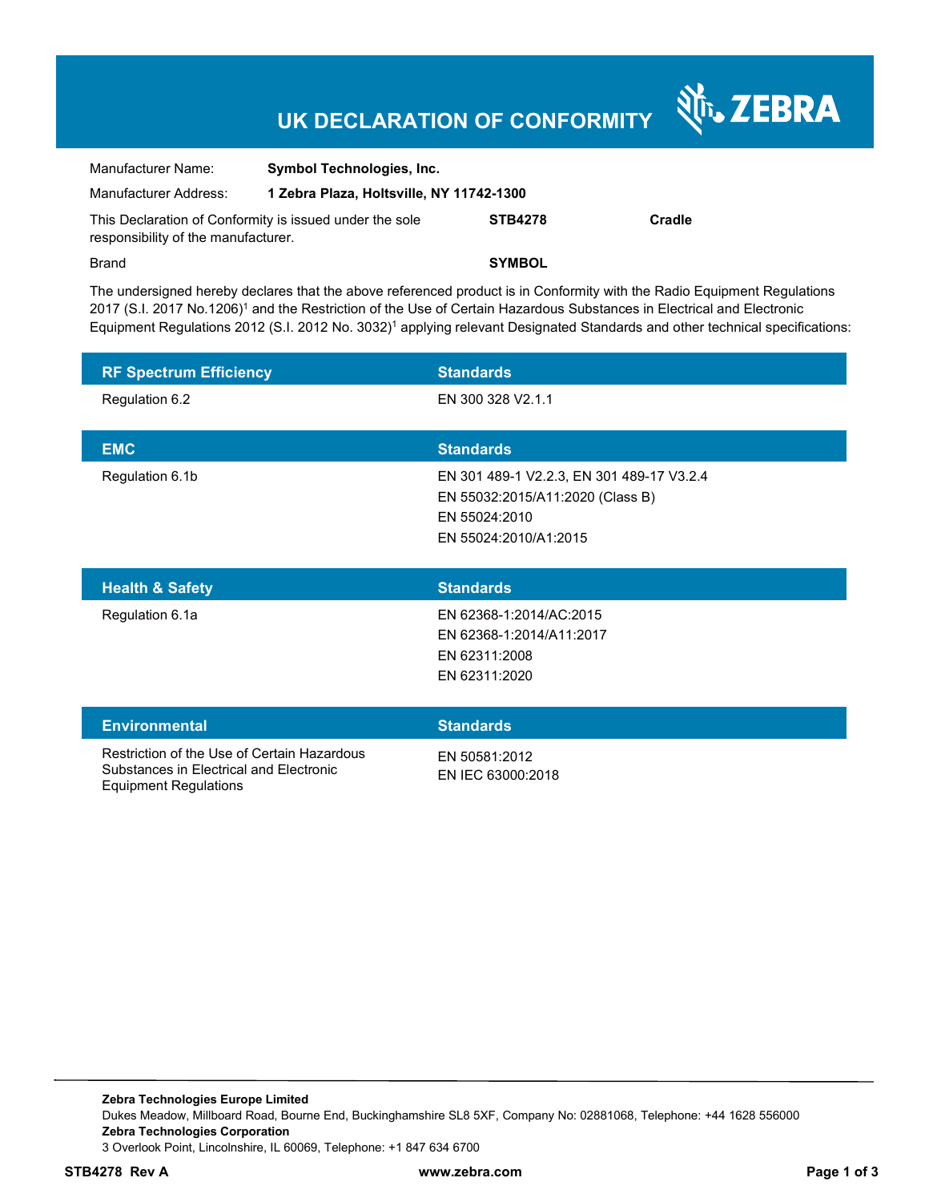# UK DECLARATION OF CONFORMITY

ZEBRA

| | | | |
|---|---|---|---|
| Manufacturer Name: | **Symbol Technologies, Inc.** | | |
| Manufacturer Address: | **1 Zebra Plaza, Holtsville, NY 11742-1300** | | |
| This Declaration of Conformity is issued under the sole responsibility of the manufacturer. | | **STB4278** | **Cradle** |
| Brand | | **SYMBOL** | |

The undersigned hereby declares that the above referenced product is in Conformity with the Radio Equipment Regulations 2017 (S.I. 2017 No.1206)[1] and the Restriction of the Use of Certain Hazardous Substances in Electrical and Electronic Equipment Regulations 2012 (S.I. 2012 No. 3032)[1] applying relevant Designated Standards and other technical specifications:

| RF Spectrum Efficiency | Standards |
|---|---|
| Regulation 6.2 | EN 300 328 V2.1.1 |

| EMC | Standards |
|---|---|
| Regulation 6.1b | EN 301 489-1 V2.2.3, EN 301 489-17 V3.2.4<br>EN 55032:2015/A11:2020 (Class B)<br>EN 55024:2010<br>EN 55024:2010/A1:2015 |

| Health & Safety | Standards |
|---|---|
| Regulation 6.1a | EN 62368-1:2014/AC:2015<br>EN 62368-1:2014/A11:2017<br>EN 62311:2008<br>EN 62311:2020 |

| Environmental | Standards |
|---|---|
| Restriction of the Use of Certain Hazardous Substances in Electrical and Electronic Equipment Regulations | EN 50581:2012<br>EN IEC 63000:2018 |

**Zebra Technologies Europe Limited**
Dukes Meadow, Millboard Road, Bourne End, Buckinghamshire SL8 5XF, Company No: 02881068, Telephone: +44 1628 556000
**Zebra Technologies Corporation**
3 Overlook Point, Lincolnshire, IL 60069, Telephone: +1 847 634 6700

**STB4278 Rev A** **www.zebra.com**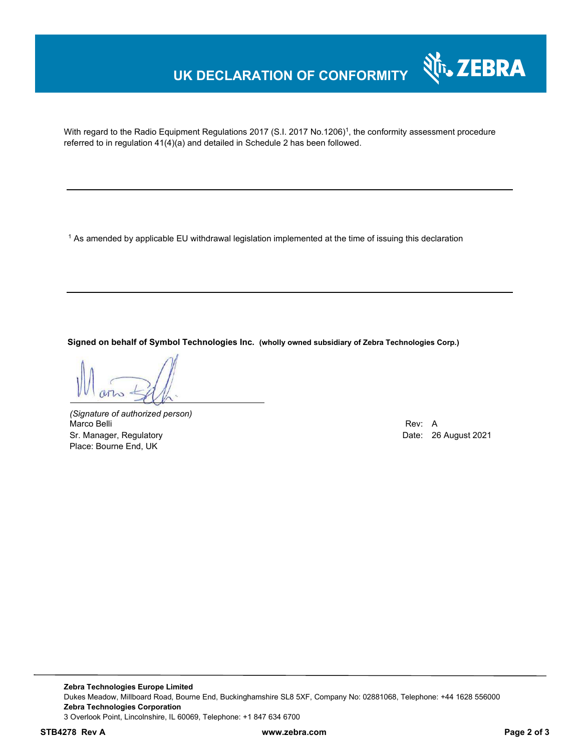# UK DECLARATION OF CONFORMITY

With regard to the Radio Equipment Regulations 2017 (S.I. 2017 No.1206)[1], the conformity assessment procedure referred to in regulation 41(4)(a) and detailed in Schedule 2 has been followed.

---

[1] As amended by applicable EU withdrawal legislation implemented at the time of issuing this declaration

---

**Signed on behalf of Symbol Technologies Inc.** **(wholly owned subsidiary of Zebra Technologies Corp.)**

*(Signature of authorized person)*
Marco Belli
Sr. Manager, Regulatory
Place: Bourne End, UK

Rev: A
Date: 26 August 2021

---

**Zebra Technologies Europe Limited**
Dukes Meadow, Millboard Road, Bourne End, Buckinghamshire SL8 5XF, Company No: 02881068, Telephone: +44 1628 556000
**Zebra Technologies Corporation**
3 Overlook Point, Lincolnshire, IL 60069, Telephone: +1 847 634 6700

**STB4278 Rev A** **www.zebra.com**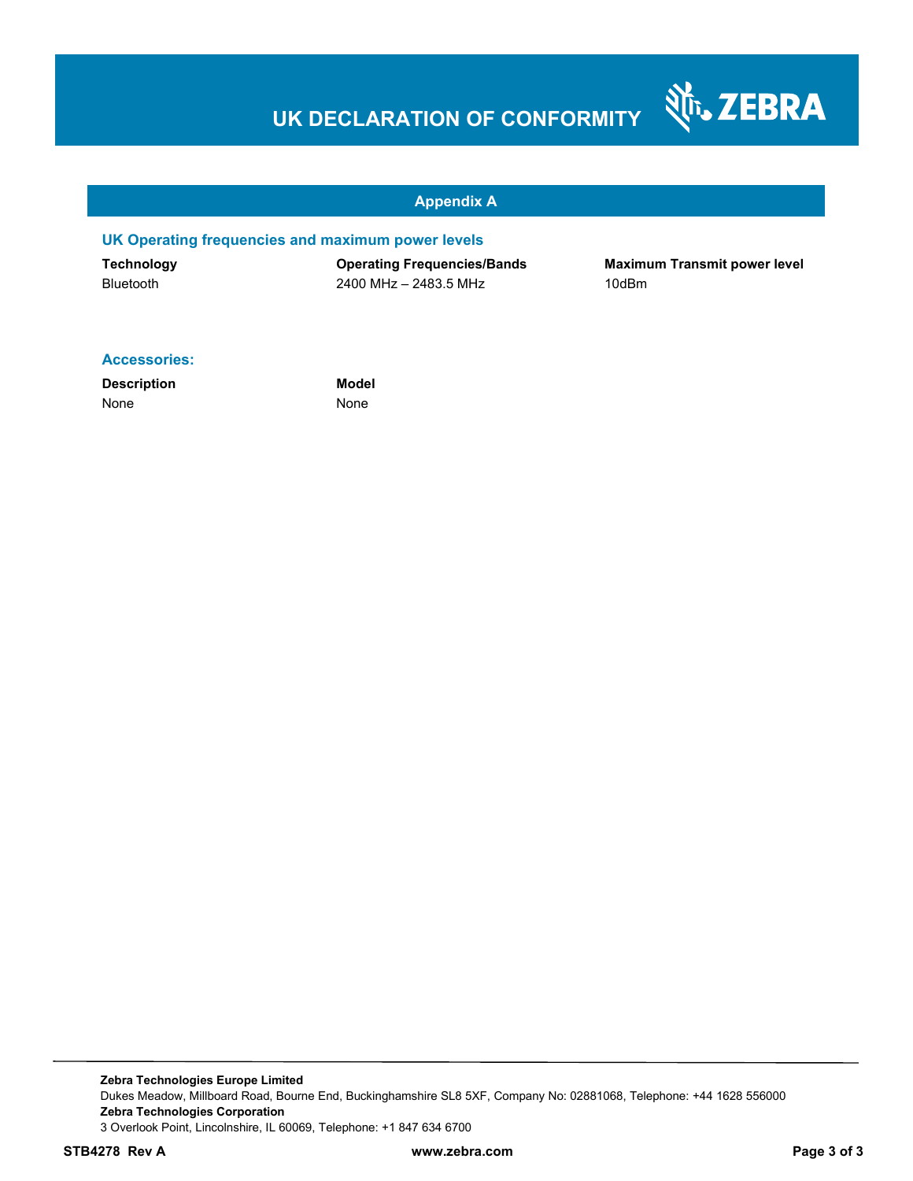# UK DECLARATION OF CONFORMITY

## Appendix A

### UK Operating frequencies and maximum power levels

| Technology | Operating Frequencies/Bands | Maximum Transmit power level |
| --- | --- | --- |
| Bluetooth | 2400 MHz – 2483.5 MHz | 10dBm |

### Accessories:

| Description | Model |
| --- | --- |
| None | None |

**Zebra Technologies Europe Limited**
Dukes Meadow, Millboard Road, Bourne End, Buckinghamshire SL8 5XF, Company No: 02881068, Telephone: +44 1628 556000
**Zebra Technologies Corporation**
3 Overlook Point, Lincolnshire, IL 60069, Telephone: +1 847 634 6700

**STB4278 Rev A** **www.zebra.com**